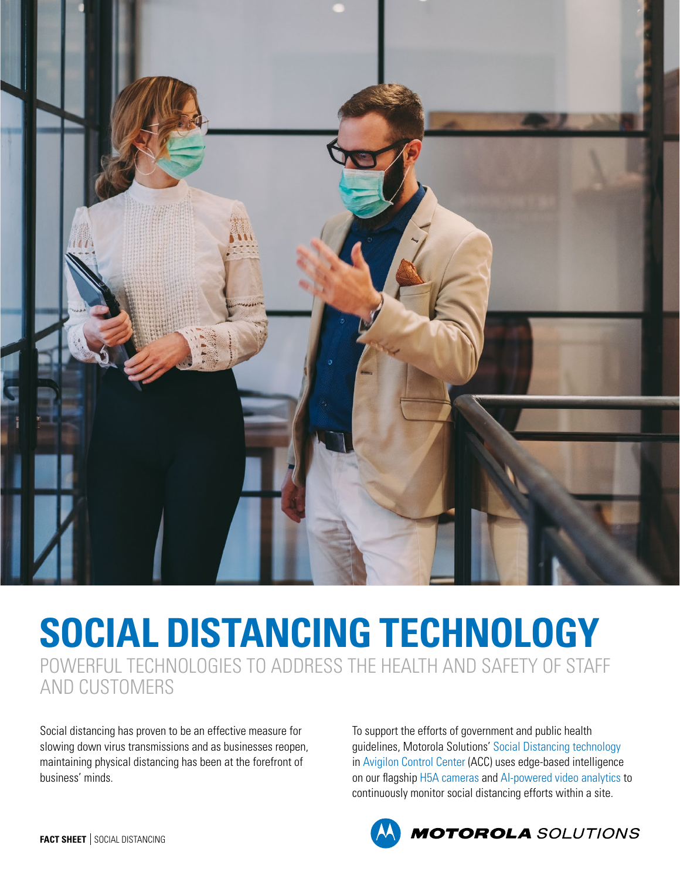# SOCIAL DISTANCING TECHNOLOGY

## POWERFUL TECHNOLOGIES TO ADDRESS THE HEALTH AND SAFETY OF STAFF AND CUSTOMERS

Social distancing has proven to be an effective measure for slowing down virus transmissions and as businesses reopen, maintaining physical distancing has been at the forefront of business' minds.

To support the efforts of government and public health guidelines, Motorola Solutions' Social Distancing technology in Avigilon Control Center (ACC) uses edge-based intelligence on our flagship H5A cameras and AI-powered video analytics to continuously monitor social distancing efforts within a site.

**FACT SHEET** | SOCIAL DISTANCING

MOTOROLA SOLUTIONS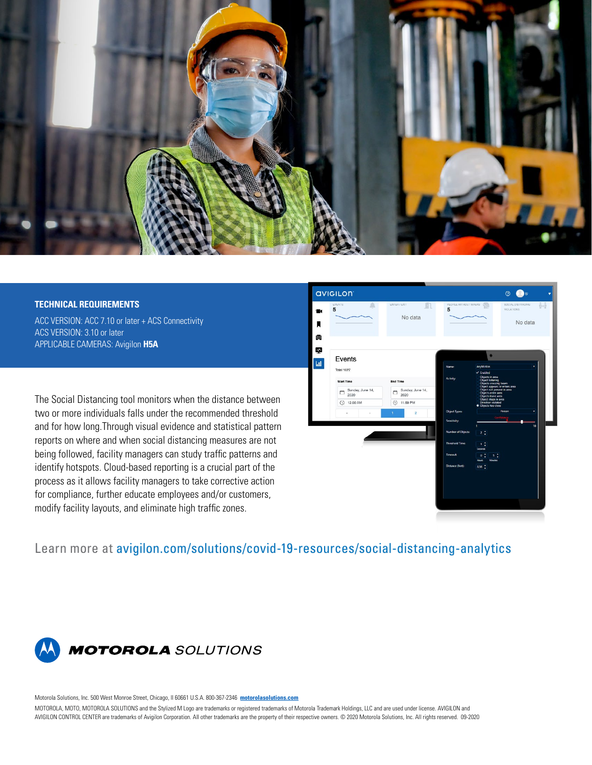## TECHNICAL REQUIREMENTS

ACC VERSION: ACC 7.10 or later + ACS Connectivity
ACS VERSION: 3.10 or later
APPLICABLE CAMERAS: Avigilon **H5A**

The Social Distancing tool monitors when the distance between two or more individuals falls under the recommended threshold and for how long. Through visual evidence and statistical pattern reports on where and when social distancing measures are not being followed, facility managers can study traffic patterns and identify hotspots. Cloud-based reporting is a crucial part of the process as it allows facility managers to take corrective action for compliance, further educate employees and/or customers, modify facility layouts, and eliminate high traffic zones.

Learn more at avigilon.com/solutions/covid-19-resources/social-distancing-analytics

**MOTOROLA** *SOLUTIONS*

Motorola Solutions, Inc. 500 West Monroe Street, Chicago, Il 60661 U.S.A. 800-367-2346 motorolasolutions.com

MOTOROLA, MOTO, MOTOROLA SOLUTIONS and the Stylized M Logo are trademarks or registered trademarks of Motorola Trademark Holdings, LLC and are used under license. AVIGILON and AVIGILON CONTROL CENTER are trademarks of Avigilon Corporation. All other trademarks are the property of their respective owners. © 2020 Motorola Solutions, Inc. All rights reserved. 09-2020